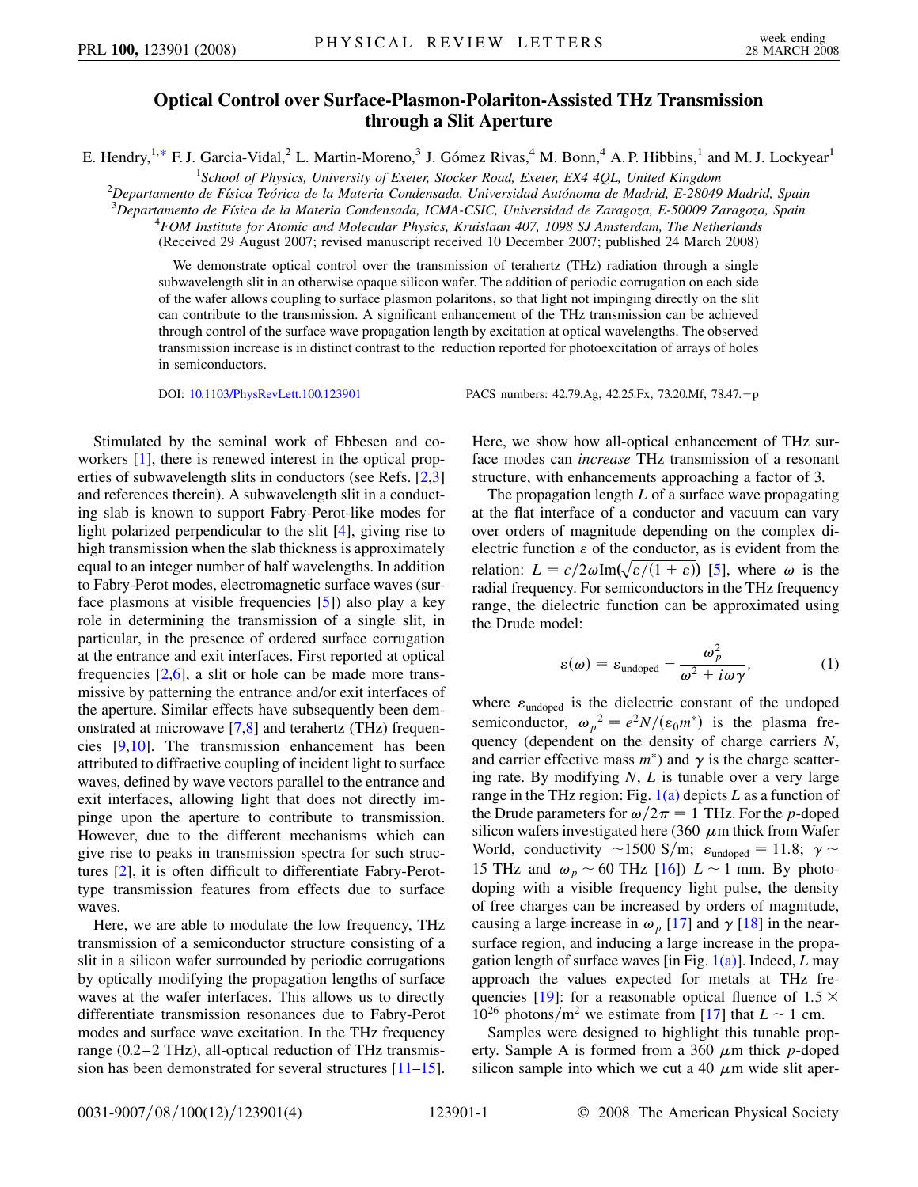# Optical Control over Surface-Plasmon-Polariton-Assisted THz Transmission through a Slit Aperture

E. Hendry,[1,*] F. J. Garcia-Vidal,[2] L. Martin-Moreno,[3] J. Gómez Rivas,[4] M. Bonn,[4] A. P. Hibbins,[1] and M. J. Lockyear[1]

[1]School of Physics, University of Exeter, Stocker Road, Exeter, EX4 4QL, United Kingdom

[2]Departamento de Física Teórica de la Materia Condensada, Universidad Autónoma de Madrid, E-28049 Madrid, Spain

[3]Departamento de Física de la Materia Condensada, ICMA-CSIC, Universidad de Zaragoza, E-50009 Zaragoza, Spain

[4]FOM Institute for Atomic and Molecular Physics, Kruislaan 407, 1098 SJ Amsterdam, The Netherlands

(Received 29 August 2007; revised manuscript received 10 December 2007; published 24 March 2008)

We demonstrate optical control over the transmission of terahertz (THz) radiation through a single subwavelength slit in an otherwise opaque silicon wafer. The addition of periodic corrugation on each side of the wafer allows coupling to surface plasmon polaritons, so that light not impinging directly on the slit can contribute to the transmission. A significant enhancement of the THz transmission can be achieved through control of the surface wave propagation length by excitation at optical wavelengths. The observed transmission increase is in distinct contrast to the reduction reported for photoexcitation of arrays of holes in semiconductors.

DOI: 10.1103/PhysRevLett.100.123901 PACS numbers: 42.79.Ag, 42.25.Fx, 73.20.Mf, 78.47.−p

Stimulated by the seminal work of Ebbesen and coworkers [1], there is renewed interest in the optical properties of subwavelength slits in conductors (see Refs. [2,3] and references therein). A subwavelength slit in a conducting slab is known to support Fabry-Perot-like modes for light polarized perpendicular to the slit [4], giving rise to high transmission when the slab thickness is approximately equal to an integer number of half wavelengths. In addition to Fabry-Perot modes, electromagnetic surface waves (surface plasmons at visible frequencies [5]) also play a key role in determining the transmission of a single slit, in particular, in the presence of ordered surface corrugation at the entrance and exit interfaces. First reported at optical frequencies [2,6], a slit or hole can be made more transmissive by patterning the entrance and/or exit interfaces of the aperture. Similar effects have subsequently been demonstrated at microwave [7,8] and terahertz (THz) frequencies [9,10]. The transmission enhancement has been attributed to diffractive coupling of incident light to surface waves, defined by wave vectors parallel to the entrance and exit interfaces, allowing light that does not directly impinge upon the aperture to contribute to transmission. However, due to the different mechanisms which can give rise to peaks in transmission spectra for such structures [2], it is often difficult to differentiate Fabry-Perot-type transmission features from effects due to surface waves.

Here, we are able to modulate the low frequency, THz transmission of a semiconductor structure consisting of a slit in a silicon wafer surrounded by periodic corrugations by optically modifying the propagation lengths of surface waves at the wafer interfaces. This allows us to directly differentiate transmission resonances due to Fabry-Perot modes and surface wave excitation. In the THz frequency range (0.2–2 THz), all-optical reduction of THz transmission has been demonstrated for several structures [11–15]. Here, we show how all-optical enhancement of THz surface modes can *increase* THz transmission of a resonant structure, with enhancements approaching a factor of 3.

The propagation length $L$ of a surface wave propagating at the flat interface of a conductor and vacuum can vary over orders of magnitude depending on the complex dielectric function $\varepsilon$ of the conductor, as is evident from the relation: $L = c/2\omega \mathrm{Im}(\sqrt{\varepsilon/(1+\varepsilon)})$ [5], where $\omega$ is the radial frequency. For semiconductors in the THz frequency range, the dielectric function can be approximated using the Drude model:

$$\varepsilon(\omega) = \varepsilon_{\mathrm{undoped}} - \frac{\omega_p^2}{\omega^2 + i\omega\gamma}, \tag{1}$$

where $\varepsilon_{\mathrm{undoped}}$ is the dielectric constant of the undoped semiconductor, ${\omega_p}^2 = e^2N/(\varepsilon_0 m^*)$ is the plasma frequency (dependent on the density of charge carriers $N$, and carrier effective mass $m^*$) and $\gamma$ is the charge scattering rate. By modifying $N$, $L$ is tunable over a very large range in the THz region: Fig. 1(a) depicts $L$ as a function of the Drude parameters for $\omega/2\pi = 1$ THz. For the $p$-doped silicon wafers investigated here (360 μm thick from Wafer World, conductivity ~1500 S/m; $\varepsilon_{\mathrm{undoped}} = 11.8$; $\gamma \sim 15$ THz and $\omega_p \sim 60$ THz [16]) $L \sim 1$ mm. By photodoping with a visible frequency light pulse, the density of free charges can be increased by orders of magnitude, causing a large increase in $\omega_p$ [17] and $\gamma$ [18] in the near-surface region, and inducing a large increase in the propagation length of surface waves [in Fig. 1(a)]. Indeed, $L$ may approach the values expected for metals at THz frequencies [19]: for a reasonable optical fluence of $1.5 \times 10^{26}$ photons/m$^2$ we estimate from [17] that $L \sim 1$ cm.

Samples were designed to highlight this tunable property. Sample A is formed from a 360 μm thick $p$-doped silicon sample into which we cut a 40 μm wide slit aper-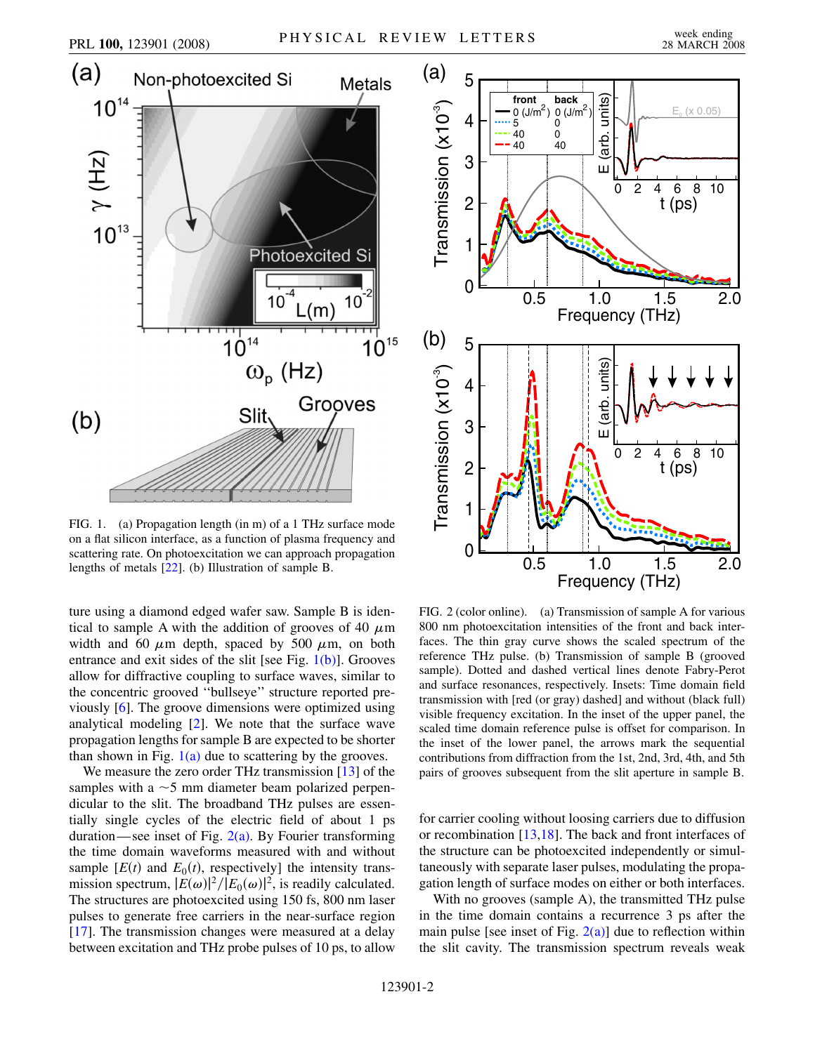FIG. 1. (a) Propagation length (in m) of a 1 THz surface mode on a flat silicon interface, as a function of plasma frequency and scattering rate. On photoexcitation we can approach propagation lengths of metals [22]. (b) Illustration of sample B.

FIG. 2 (color online). (a) Transmission of sample A for various 800 nm photoexcitation intensities of the front and back interfaces. The thin gray curve shows the scaled spectrum of the reference THz pulse. (b) Transmission of sample B (grooved sample). Dotted and dashed vertical lines denote Fabry-Perot and surface resonances, respectively. Insets: Time domain field transmission with [red (or gray) dashed] and without (black full) visible frequency excitation. In the inset of the upper panel, the scaled time domain reference pulse is offset for comparison. In the inset of the lower panel, the arrows mark the sequential contributions from diffraction from the 1st, 2nd, 3rd, 4th, and 5th pairs of grooves subsequent from the slit aperture in sample B.

ture using a diamond edged wafer saw. Sample B is identical to sample A with the addition of grooves of 40 $\mu$m width and 60 $\mu$m depth, spaced by 500 $\mu$m, on both entrance and exit sides of the slit [see Fig. 1(b)]. Grooves allow for diffractive coupling to surface waves, similar to the concentric grooved "bullseye" structure reported previously [6]. The groove dimensions were optimized using analytical modeling [2]. We note that the surface wave propagation lengths for sample B are expected to be shorter than shown in Fig. 1(a) due to scattering by the grooves.

We measure the zero order THz transmission [13] of the samples with a ~5 mm diameter beam polarized perpendicular to the slit. The broadband THz pulses are essentially single cycles of the electric field of about 1 ps duration—see inset of Fig. 2(a). By Fourier transforming the time domain waveforms measured with and without sample [$E(t)$ and $E_0(t)$, respectively] the intensity transmission spectrum, $|E(\omega)|^2/|E_0(\omega)|^2$, is readily calculated. The structures are photoexcited using 150 fs, 800 nm laser pulses to generate free carriers in the near-surface region [17]. The transmission changes were measured at a delay between excitation and THz probe pulses of 10 ps, to allow for carrier cooling without loosing carriers due to diffusion or recombination [13,18]. The back and front interfaces of the structure can be photoexcited independently or simultaneously with separate laser pulses, modulating the propagation length of surface modes on either or both interfaces.

With no grooves (sample A), the transmitted THz pulse in the time domain contains a recurrence 3 ps after the main pulse [see inset of Fig. 2(a)] due to reflection within the slit cavity. The transmission spectrum reveals weak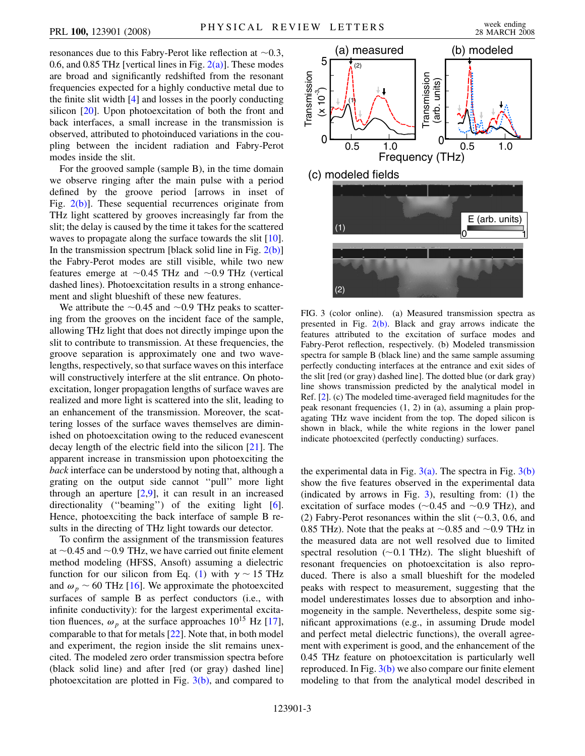resonances due to this Fabry-Perot like reflection at ~0.3, 0.6, and 0.85 THz [vertical lines in Fig. 2(a)]. These modes are broad and significantly redshifted from the resonant frequencies expected for a highly conductive metal due to the finite slit width [4] and losses in the poorly conducting silicon [20]. Upon photoexcitation of both the front and back interfaces, a small increase in the transmission is observed, attributed to photoinduced variations in the coupling between the incident radiation and Fabry-Perot modes inside the slit.

For the grooved sample (sample B), in the time domain we observe ringing after the main pulse with a period defined by the groove period [arrows in inset of Fig. 2(b)]. These sequential recurrences originate from THz light scattered by grooves increasingly far from the slit; the delay is caused by the time it takes for the scattered waves to propagate along the surface towards the slit [10]. In the transmission spectrum [black solid line in Fig. 2(b)] the Fabry-Perot modes are still visible, while two new features emerge at ~0.45 THz and ~0.9 THz (vertical dashed lines). Photoexcitation results in a strong enhancement and slight blueshift of these new features.

We attribute the ~0.45 and ~0.9 THz peaks to scattering from the grooves on the incident face of the sample, allowing THz light that does not directly impinge upon the slit to contribute to transmission. At these frequencies, the groove separation is approximately one and two wavelengths, respectively, so that surface waves on this interface will constructively interfere at the slit entrance. On photoexcitation, longer propagation lengths of surface waves are realized and more light is scattered into the slit, leading to an enhancement of the transmission. Moreover, the scattering losses of the surface waves themselves are diminished on photoexcitation owing to the reduced evanescent decay length of the electric field into the silicon [21]. The apparent increase in transmission upon photoexciting the *back* interface can be understood by noting that, although a grating on the output side cannot "pull" more light through an aperture [2,9], it can result in an increased directionality ("beaming") of the exiting light [6]. Hence, photoexciting the back interface of sample B results in the directing of THz light towards our detector.

To confirm the assignment of the transmission features at ~0.45 and ~0.9 THz, we have carried out finite element method modeling (HFSS, Ansoft) assuming a dielectric function for our silicon from Eq. (1) with $\gamma \sim 15$ THz and $\omega_p \sim 60$ THz [16]. We approximate the photoexcited surfaces of sample B as perfect conductors (i.e., with infinite conductivity): for the largest experimental excitation fluences, $\omega_p$ at the surface approaches $10^{15}$ Hz [17], comparable to that for metals [22]. Note that, in both model and experiment, the region inside the slit remains unexcited. The modeled zero order transmission spectra before (black solid line) and after [red (or gray) dashed line] photoexcitation are plotted in Fig. 3(b), and compared to the experimental data in Fig. 3(a). The spectra in Fig. 3(b) show the five features observed in the experimental data (indicated by arrows in Fig. 3), resulting from: (1) the excitation of surface modes (~0.45 and ~0.9 THz), and (2) Fabry-Perot resonances within the slit (~0.3, 0.6, and 0.85 THz). Note that the peaks at ~0.85 and ~0.9 THz in the measured data are not well resolved due to limited spectral resolution (~0.1 THz). The slight blueshift of resonant frequencies on photoexcitation is also reproduced. There is also a small blueshift for the modeled peaks with respect to measurement, suggesting that the model underestimates losses due to absorption and inhomogeneity in the sample. Nevertheless, despite some significant approximations (e.g., in assuming Drude model and perfect metal dielectric functions), the overall agreement with experiment is good, and the enhancement of the 0.45 THz feature on photoexcitation is particularly well reproduced. In Fig. 3(b) we also compare our finite element modeling to that from the analytical model described in

FIG. 3 (color online). (a) Measured transmission spectra as presented in Fig. 2(b). Black and gray arrows indicate the features attributed to the excitation of surface modes and Fabry-Perot reflection, respectively. (b) Modeled transmission spectra for sample B (black line) and the same sample assuming perfectly conducting interfaces at the entrance and exit sides of the slit [red (or gray) dashed line]. The dotted blue (or dark gray) line shows transmission predicted by the analytical model in Ref. [2]. (c) The modeled time-averaged field magnitudes for the peak resonant frequencies (1, 2) in (a), assuming a plain propagating THz wave incident from the top. The doped silicon is shown in black, while the white regions in the lower panel indicate photoexcited (perfectly conducting) surfaces.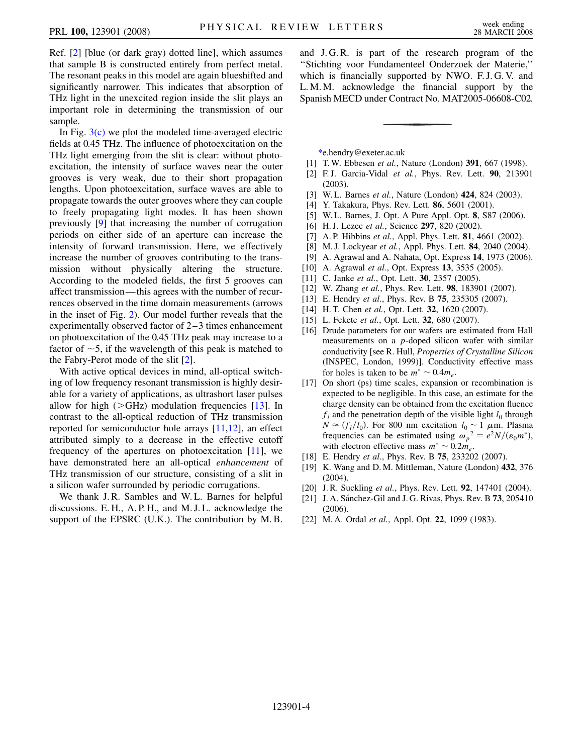Ref. [2] [blue (or dark gray) dotted line], which assumes that sample B is constructed entirely from perfect metal. The resonant peaks in this model are again blueshifted and significantly narrower. This indicates that absorption of THz light in the unexcited region inside the slit plays an important role in determining the transmission of our sample.

In Fig. 3(c) we plot the modeled time-averaged electric fields at 0.45 THz. The influence of photoexcitation on the THz light emerging from the slit is clear: without photoexcitation, the intensity of surface waves near the outer grooves is very weak, due to their short propagation lengths. Upon photoexcitation, surface waves are able to propagate towards the outer grooves where they can couple to freely propagating light modes. It has been shown previously [9] that increasing the number of corrugation periods on either side of an aperture can increase the intensity of forward transmission. Here, we effectively increase the number of grooves contributing to the transmission without physically altering the structure. According to the modeled fields, the first 5 grooves can affect transmission—this agrees with the number of recurrences observed in the time domain measurements (arrows in the inset of Fig. 2). Our model further reveals that the experimentally observed factor of 2–3 times enhancement on photoexcitation of the 0.45 THz peak may increase to a factor of ~5, if the wavelength of this peak is matched to the Fabry-Perot mode of the slit [2].

With active optical devices in mind, all-optical switching of low frequency resonant transmission is highly desirable for a variety of applications, as ultrashort laser pulses allow for high (>GHz) modulation frequencies [13]. In contrast to the all-optical reduction of THz transmission reported for semiconductor hole arrays [11,12], an effect attributed simply to a decrease in the effective cutoff frequency of the apertures on photoexcitation [11], we have demonstrated here an all-optical *enhancement* of THz transmission of our structure, consisting of a slit in a silicon wafer surrounded by periodic corrugations.

We thank J. R. Sambles and W. L. Barnes for helpful discussions. E. H., A. P. H., and M. J. L. acknowledge the support of the EPSRC (U.K.). The contribution by M. B. and J. G. R. is part of the research program of the "Stichting voor Fundamenteel Onderzoek der Materie," which is financially supported by NWO. F. J. G. V. and L. M. M. acknowledge the financial support by the Spanish MECD under Contract No. MAT2005-06608-C02.

*e.hendry@exeter.ac.uk

[1] T. W. Ebbesen *et al.*, Nature (London) **391**, 667 (1998).
[2] F. J. Garcia-Vidal *et al.*, Phys. Rev. Lett. **90**, 213901 (2003).
[3] W. L. Barnes *et al.*, Nature (London) **424**, 824 (2003).
[4] Y. Takakura, Phys. Rev. Lett. **86**, 5601 (2001).
[5] W. L. Barnes, J. Opt. A Pure Appl. Opt. **8**, S87 (2006).
[6] H. J. Lezec *et al.*, Science **297**, 820 (2002).
[7] A. P. Hibbins *et al.*, Appl. Phys. Lett. **81**, 4661 (2002).
[8] M. J. Lockyear *et al.*, Appl. Phys. Lett. **84**, 2040 (2004).
[9] A. Agrawal and A. Nahata, Opt. Express **14**, 1973 (2006).
[10] A. Agrawal *et al.*, Opt. Express **13**, 3535 (2005).
[11] C. Janke *et al.*, Opt. Lett. **30**, 2357 (2005).
[12] W. Zhang *et al.*, Phys. Rev. Lett. **98**, 183901 (2007).
[13] E. Hendry *et al.*, Phys. Rev. B **75**, 235305 (2007).
[14] H. T. Chen *et al.*, Opt. Lett. **32**, 1620 (2007).
[15] L. Fekete *et al.*, Opt. Lett. **32**, 680 (2007).
[16] Drude parameters for our wafers are estimated from Hall measurements on a *p*-doped silicon wafer with similar conductivity [see R. Hull, *Properties of Crystalline Silicon* (INSPEC, London, 1999)]. Conductivity effective mass for holes is taken to be $m^* \sim 0.4m_e$.
[17] On short (ps) time scales, expansion or recombination is expected to be negligible. In this case, an estimate for the charge density can be obtained from the excitation fluence $f_l$ and the penetration depth of the visible light $l_0$ through $N \approx (f_l/l_0)$. For 800 nm excitation $l_0 \sim 1$ $\mu$m. Plasma frequencies can be estimated using $\omega_p{}^2 = e^2 N/(\varepsilon_0 m^*)$, with electron effective mass $m^* \sim 0.2m_e$.
[18] E. Hendry *et al.*, Phys. Rev. B **75**, 233202 (2007).
[19] K. Wang and D. M. Mittleman, Nature (London) **432**, 376 (2004).
[20] J. R. Suckling *et al.*, Phys. Rev. Lett. **92**, 147401 (2004).
[21] J. A. Sánchez-Gil and J. G. Rivas, Phys. Rev. B **73**, 205410 (2006).
[22] M. A. Ordal *et al.*, Appl. Opt. **22**, 1099 (1983).